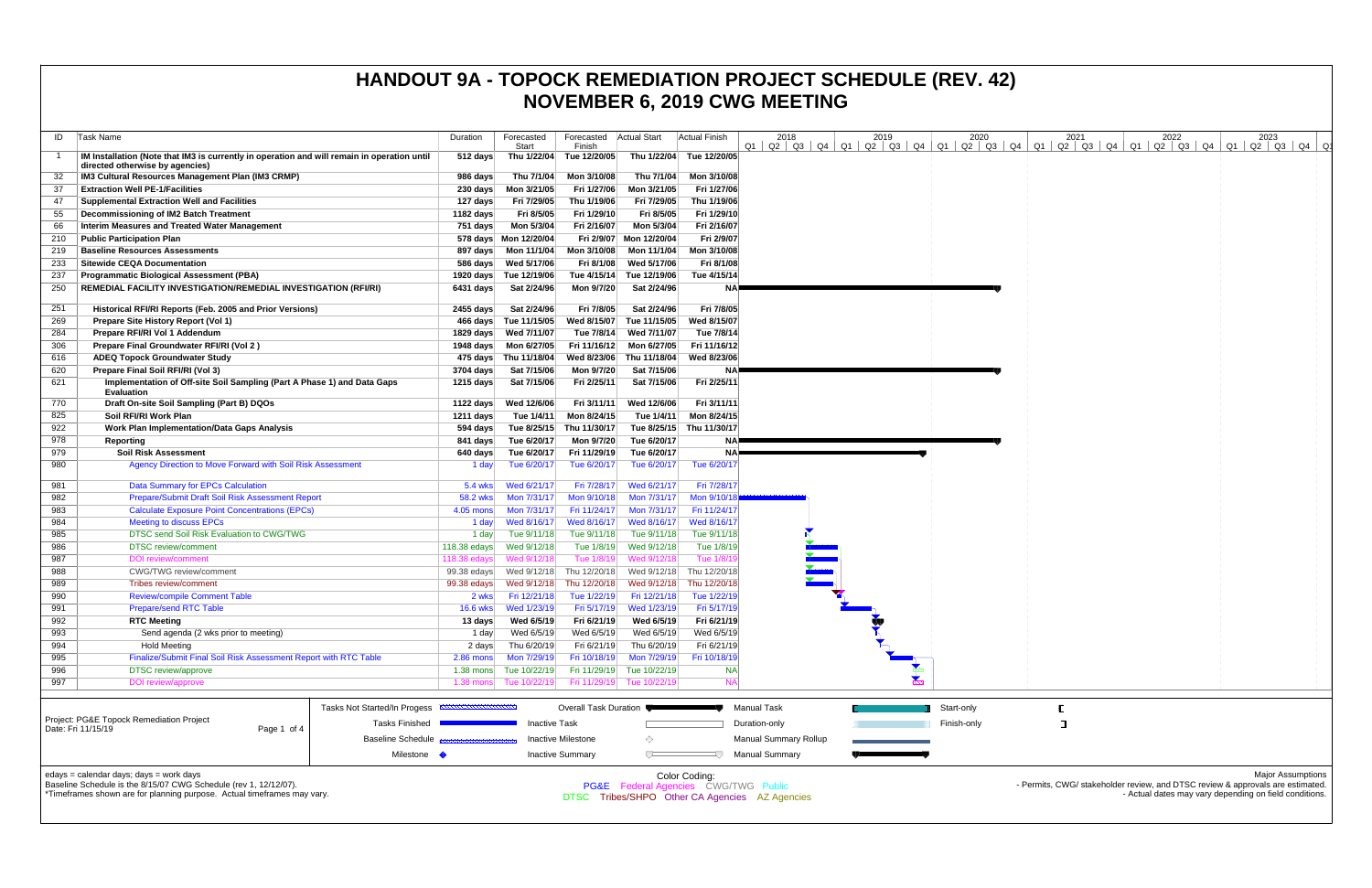# HANDOUT 9A - TOPOCK REMEDIATION PROJECT SCHEDULE (REV. 42)
# NOVEMBER 6, 2019 CWG MEETING

| ID | Task Name | Duration | Forecasted Start | Forecasted Finish | Actual Start | Actual Finish |
|---|---|---|---|---|---|---|
| 1 | **IM Installation (Note that IM3 is currently in operation and will remain in operation until directed otherwise by agencies)** | 512 days | Thu 1/22/04 | Tue 12/20/05 | Thu 1/22/04 | Tue 12/20/05 |
| 32 | **IM3 Cultural Resources Management Plan (IM3 CRMP)** | 986 days | Thu 7/1/04 | Mon 3/10/08 | Thu 7/1/04 | Mon 3/10/08 |
| 37 | **Extraction Well PE-1/Facilities** | 230 days | Mon 3/21/05 | Fri 1/27/06 | Mon 3/21/05 | Fri 1/27/06 |
| 47 | **Supplemental Extraction Well and Facilities** | 127 days | Fri 7/29/05 | Thu 1/19/06 | Fri 7/29/05 | Thu 1/19/06 |
| 55 | **Decommissioning of IM2 Batch Treatment** | 1182 days | Fri 8/5/05 | Fri 1/29/10 | Fri 8/5/05 | Fri 1/29/10 |
| 66 | **Interim Measures and Treated Water Management** | 751 days | Mon 5/3/04 | Fri 2/16/07 | Mon 5/3/04 | Fri 2/16/07 |
| 210 | **Public Participation Plan** | 578 days | Mon 12/20/04 | Fri 2/9/07 | Mon 12/20/04 | Fri 2/9/07 |
| 219 | **Baseline Resources Assessments** | 897 days | Mon 11/1/04 | Mon 3/10/08 | Mon 11/1/04 | Mon 3/10/08 |
| 233 | **Sitewide CEQA Documentation** | 586 days | Wed 5/17/06 | Fri 8/1/08 | Wed 5/17/06 | Fri 8/1/08 |
| 237 | **Programmatic Biological Assessment (PBA)** | 1920 days | Tue 12/19/06 | Tue 4/15/14 | Tue 12/19/06 | Tue 4/15/14 |
| 250 | **REMEDIAL FACILITY INVESTIGATION/REMEDIAL INVESTIGATION (RFI/RI)** | 6431 days | Sat 2/24/96 | Mon 9/7/20 | Sat 2/24/96 | NA |
| 251 | **Historical RFI/RI Reports (Feb. 2005 and Prior Versions)** | 2455 days | Sat 2/24/96 | Fri 7/8/05 | Sat 2/24/96 | Fri 7/8/05 |
| 269 | **Prepare Site History Report (Vol 1)** | 466 days | Tue 11/15/05 | Wed 8/15/07 | Tue 11/15/05 | Wed 8/15/07 |
| 284 | **Prepare RFI/RI Vol 1 Addendum** | 1829 days | Wed 7/11/07 | Tue 7/8/14 | Wed 7/11/07 | Tue 7/8/14 |
| 306 | **Prepare Final Groundwater RFI/RI (Vol 2 )** | 1948 days | Mon 6/27/05 | Fri 11/16/12 | Mon 6/27/05 | Fri 11/16/12 |
| 616 | **ADEQ Topock Groundwater Study** | 475 days | Thu 11/18/04 | Wed 8/23/06 | Thu 11/18/04 | Wed 8/23/06 |
| 620 | **Prepare Final Soil RFI/RI (Vol 3)** | 3704 days | Sat 7/15/06 | Mon 9/7/20 | Sat 7/15/06 | NA |
| 621 | **Implementation of Off-site Soil Sampling (Part A Phase 1) and Data Gaps Evaluation** | 1215 days | Sat 7/15/06 | Fri 2/25/11 | Sat 7/15/06 | Fri 2/25/11 |
| 770 | **Draft On-site Soil Sampling (Part B) DQOs** | 1122 days | Wed 12/6/06 | Fri 3/11/11 | Wed 12/6/06 | Fri 3/11/11 |
| 825 | **Soil RFI/RI Work Plan** | 1211 days | Tue 1/4/11 | Mon 8/24/15 | Tue 1/4/11 | Mon 8/24/15 |
| 922 | **Work Plan Implementation/Data Gaps Analysis** | 594 days | Tue 8/25/15 | Thu 11/30/17 | Tue 8/25/15 | Thu 11/30/17 |
| 978 | **Reporting** | 841 days | Tue 6/20/17 | Mon 9/7/20 | Tue 6/20/17 | NA |
| 979 | **Soil Risk Assessment** | 640 days | Tue 6/20/17 | Fri 11/29/19 | Tue 6/20/17 | NA |
| 980 | Agency Direction to Move Forward with Soil Risk Assessment | 1 day | Tue 6/20/17 | Tue 6/20/17 | Tue 6/20/17 | Tue 6/20/17 |
| 981 | Data Summary for EPCs Calculation | 5.4 wks | Wed 6/21/17 | Fri 7/28/17 | Wed 6/21/17 | Fri 7/28/17 |
| 982 | Prepare/Submit Draft Soil Risk Assessment Report | 58.2 wks | Mon 7/31/17 | Mon 9/10/18 | Mon 7/31/17 | Mon 9/10/18 |
| 983 | Calculate Exposure Point Concentrations (EPCs) | 4.05 mons | Mon 7/31/17 | Fri 11/24/17 | Mon 7/31/17 | Fri 11/24/17 |
| 984 | Meeting to discuss EPCs | 1 day | Wed 8/16/17 | Wed 8/16/17 | Wed 8/16/17 | Wed 8/16/17 |
| 985 | DTSC send Soil Risk Evaluation to CWG/TWG | 1 day | Tue 9/11/18 | Tue 9/11/18 | Tue 9/11/18 | Tue 9/11/18 |
| 986 | DTSC review/comment | 118.38 edays | Wed 9/12/18 | Tue 1/8/19 | Wed 9/12/18 | Tue 1/8/19 |
| 987 | DOI review/comment | 118.38 edays | Wed 9/12/18 | Tue 1/8/19 | Wed 9/12/18 | Tue 1/8/19 |
| 988 | CWG/TWG review/comment | 99.38 edays | Wed 9/12/18 | Thu 12/20/18 | Wed 9/12/18 | Thu 12/20/18 |
| 989 | Tribes review/comment | 99.38 edays | Wed 9/12/18 | Thu 12/20/18 | Wed 9/12/18 | Thu 12/20/18 |
| 990 | Review/compile Comment Table | 2 wks | Fri 12/21/18 | Tue 1/22/19 | Fri 12/21/18 | Tue 1/22/19 |
| 991 | Prepare/send RTC Table | 16.6 wks | Wed 1/23/19 | Fri 5/17/19 | Wed 1/23/19 | Fri 5/17/19 |
| 992 | **RTC Meeting** | 13 days | Wed 6/5/19 | Fri 6/21/19 | Wed 6/5/19 | Fri 6/21/19 |
| 993 | Send agenda (2 wks prior to meeting) | 1 day | Wed 6/5/19 | Wed 6/5/19 | Wed 6/5/19 | Wed 6/5/19 |
| 994 | Hold Meeting | 2 days | Thu 6/20/19 | Fri 6/21/19 | Thu 6/20/19 | Fri 6/21/19 |
| 995 | Finalize/Submit Final Soil Risk Assessment Report with RTC Table | 2.86 mons | Mon 7/29/19 | Fri 10/18/19 | Mon 7/29/19 | Fri 10/18/19 |
| 996 | DTSC review/approve | 1.38 mons | Tue 10/22/19 | Fri 11/29/19 | Tue 10/22/19 | NA |
| 997 | DOI review/approve | 1.38 mons | Tue 10/22/19 | Fri 11/29/19 | Tue 10/22/19 | NA |

Project: PG&E Topock Remediation Project
Date: Fri 11/15/19

Legend: Tasks Not Started/In Progess; Tasks Finished; Baseline Schedule; Milestone; Overall Task Duration; Inactive Task; Inactive Milestone; Inactive Summary; Manual Task; Duration-only; Manual Summary Rollup; Manual Summary; Start-only; Finish-only

edays = calendar days; days = work days
Baseline Schedule is the 8/15/07 CWG Schedule (rev 1, 12/12/07).
*Timeframes shown are for planning purpose. Actual timeframes may vary.

Color Coding:
PG&E Federal Agencies CWG/TWG Public
DTSC Tribes/SHPO Other CA Agencies AZ Agencies

Major Assumptions
- Permits, CWG/ stakeholder review, and DTSC review & approvals are estimated.
- Actual dates may vary depending on field conditions.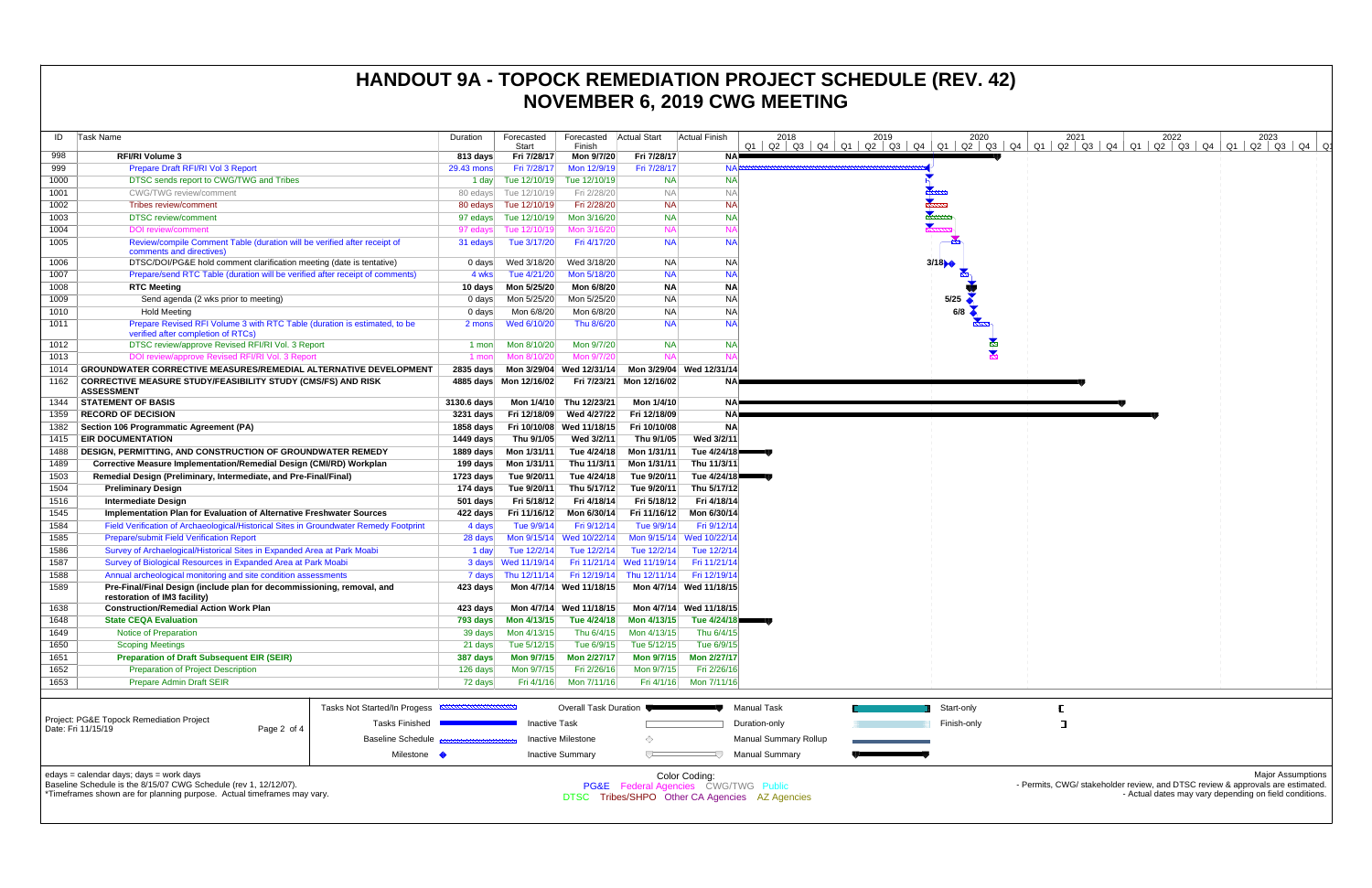# HANDOUT 9A - TOPOCK REMEDIATION PROJECT SCHEDULE (REV. 42)
# NOVEMBER 6, 2019 CWG MEETING

| ID | Task Name | Duration | Forecasted Start | Forecasted Finish | Actual Start | Actual Finish |
|---|---|---|---|---|---|---|
| 998 | **RFI/RI Volume 3** | **813 days** | **Fri 7/28/17** | **Mon 9/7/20** | **Fri 7/28/17** | **NA** |
| 999 | Prepare Draft RFI/RI Vol 3 Report | 29.43 mons | Fri 7/28/17 | Mon 12/9/19 | Fri 7/28/17 | NA |
| 1000 | DTSC sends report to CWG/TWG and Tribes | 1 day | Tue 12/10/19 | Tue 12/10/19 | NA | NA |
| 1001 | CWG/TWG review/comment | 80 edays | Tue 12/10/19 | Fri 2/28/20 | NA | NA |
| 1002 | Tribes review/comment | 80 edays | Tue 12/10/19 | Fri 2/28/20 | NA | NA |
| 1003 | DTSC review/comment | 97 edays | Tue 12/10/19 | Mon 3/16/20 | NA | NA |
| 1004 | DOI review/comment | 97 edays | Tue 12/10/19 | Mon 3/16/20 | NA | NA |
| 1005 | Review/compile Comment Table (duration will be verified after receipt of comments and directives) | 31 edays | Tue 3/17/20 | Fri 4/17/20 | NA | NA |
| 1006 | DTSC/DOI/PG&E hold comment clarification meeting (date is tentative) | 0 days | Wed 3/18/20 | Wed 3/18/20 | NA | NA |
| 1007 | Prepare/send RTC Table (duration will be verified after receipt of comments) | 4 wks | Tue 4/21/20 | Mon 5/18/20 | NA | NA |
| 1008 | **RTC Meeting** | **10 days** | **Mon 5/25/20** | **Mon 6/8/20** | **NA** | **NA** |
| 1009 | Send agenda (2 wks prior to meeting) | 0 days | Mon 5/25/20 | Mon 5/25/20 | NA | NA |
| 1010 | Hold Meeting | 0 days | Mon 6/8/20 | Mon 6/8/20 | NA | NA |
| 1011 | Prepare Revised RFI Volume 3 with RTC Table (duration is estimated, to be verified after completion of RTCs) | 2 mons | Wed 6/10/20 | Thu 8/6/20 | NA | NA |
| 1012 | DTSC review/approve Revised RFI/RI Vol. 3 Report | 1 mon | Mon 8/10/20 | Mon 9/7/20 | NA | NA |
| 1013 | DOI review/approve Revised RFI/RI Vol. 3 Report | 1 mon | Mon 8/10/20 | Mon 9/7/20 | NA | NA |
| 1014 | **GROUNDWATER CORRECTIVE MEASURES/REMEDIAL ALTERNATIVE DEVELOPMENT** | **2835 days** | **Mon 3/29/04** | **Wed 12/31/14** | **Mon 3/29/04** | **Wed 12/31/14** |
| 1162 | **CORRECTIVE MEASURE STUDY/FEASIBILITY STUDY (CMS/FS) AND RISK ASSESSMENT** | **4885 days** | **Mon 12/16/02** | **Fri 7/23/21** | **Mon 12/16/02** | **NA** |
| 1344 | **STATEMENT OF BASIS** | **3130.6 days** | **Mon 1/4/10** | **Thu 12/23/21** | **Mon 1/4/10** | **NA** |
| 1359 | **RECORD OF DECISION** | **3231 days** | **Fri 12/18/09** | **Wed 4/27/22** | **Fri 12/18/09** | **NA** |
| 1382 | **Section 106 Programmatic Agreement (PA)** | **1858 days** | **Fri 10/10/08** | **Wed 11/18/15** | **Fri 10/10/08** | **NA** |
| 1415 | **EIR DOCUMENTATION** | **1449 days** | **Thu 9/1/05** | **Wed 3/2/11** | **Thu 9/1/05** | **Wed 3/2/11** |
| 1488 | **DESIGN, PERMITTING, AND CONSTRUCTION OF GROUNDWATER REMEDY** | **1889 days** | **Mon 1/31/11** | **Tue 4/24/18** | **Mon 1/31/11** | **Tue 4/24/18** |
| 1489 | **Corrective Measure Implementation/Remedial Design (CMI/RD) Workplan** | **199 days** | **Mon 1/31/11** | **Thu 11/3/11** | **Mon 1/31/11** | **Thu 11/3/11** |
| 1503 | **Remedial Design (Preliminary, Intermediate, and Pre-Final/Final)** | **1723 days** | **Tue 9/20/11** | **Tue 4/24/18** | **Tue 9/20/11** | **Tue 4/24/18** |
| 1504 | **Preliminary Design** | **174 days** | **Tue 9/20/11** | **Thu 5/17/12** | **Tue 9/20/11** | **Thu 5/17/12** |
| 1516 | **Intermediate Design** | **501 days** | **Fri 5/18/12** | **Fri 4/18/14** | **Fri 5/18/12** | **Fri 4/18/14** |
| 1545 | **Implementation Plan for Evaluation of Alternative Freshwater Sources** | **422 days** | **Fri 11/16/12** | **Mon 6/30/14** | **Fri 11/16/12** | **Mon 6/30/14** |
| 1584 | Field Verification of Archaeological/Historical Sites in Groundwater Remedy Footprint | 4 days | Tue 9/9/14 | Fri 9/12/14 | Tue 9/9/14 | Fri 9/12/14 |
| 1585 | Prepare/submit Field Verification Report | 28 days | Mon 9/15/14 | Wed 10/22/14 | Mon 9/15/14 | Wed 10/22/14 |
| 1586 | Survey of Archaeological/Historical Sites in Expanded Area at Park Moabi | 1 day | Tue 12/2/14 | Tue 12/2/14 | Tue 12/2/14 | Tue 12/2/14 |
| 1587 | Survey of Biological Resources in Expanded Area at Park Moabi | 3 days | Wed 11/19/14 | Fri 11/21/14 | Wed 11/19/14 | Fri 11/21/14 |
| 1588 | Annual archeological monitoring and site condition assessments | 7 days | Thu 12/11/14 | Fri 12/19/14 | Thu 12/11/14 | Fri 12/19/14 |
| 1589 | **Pre-Final/Final Design (include plan for decommissioning, removal, and restoration of IM3 facility)** | **423 days** | **Mon 4/7/14** | **Wed 11/18/15** | **Mon 4/7/14** | **Wed 11/18/15** |
| 1638 | **Construction/Remedial Action Work Plan** | **423 days** | **Mon 4/7/14** | **Wed 11/18/15** | **Mon 4/7/14** | **Wed 11/18/15** |
| 1648 | **State CEQA Evaluation** | **793 days** | **Mon 4/13/15** | **Tue 4/24/18** | **Mon 4/13/15** | **Tue 4/24/18** |
| 1649 | Notice of Preparation | 39 days | Mon 4/13/15 | Thu 6/4/15 | Mon 4/13/15 | Thu 6/4/15 |
| 1650 | Scoping Meetings | 21 days | Tue 5/12/15 | Tue 6/9/15 | Tue 5/12/15 | Tue 6/9/15 |
| 1651 | **Preparation of Draft Subsequent EIR (SEIR)** | **387 days** | **Mon 9/7/15** | **Mon 2/27/17** | **Mon 9/7/15** | **Mon 2/27/17** |
| 1652 | Preparation of Project Description | 126 days | Mon 9/7/15 | Fri 2/26/16 | Mon 9/7/15 | Fri 2/26/16 |
| 1653 | Prepare Admin Draft SEIR | 72 days | Fri 4/1/16 | Mon 7/11/16 | Fri 4/1/16 | Mon 7/11/16 |

Gantt chart milestone labels: 3/18, 5/25, 6/8

Project: PG&E Topock Remediation Project
Date: Fri 11/15/19

Legend: Tasks Not Started/In Progess; Tasks Finished; Baseline Schedule; Milestone; Overall Task Duration; Inactive Task; Inactive Milestone; Inactive Summary; Manual Task; Duration-only; Manual Summary Rollup; Manual Summary; Start-only; Finish-only

edays = calendar days; days = work days
Baseline Schedule is the 8/15/07 CWG Schedule (rev 1, 12/12/07).
*Timeframes shown are for planning purpose. Actual timeframes may vary.

Color Coding:
PG&E Federal Agencies CWG/TWG Public
DTSC Tribes/SHPO Other CA Agencies AZ Agencies

Major Assumptions
- Permits, CWG/ stakeholder review, and DTSC review & approvals are estimated.
- Actual dates may vary depending on field conditions.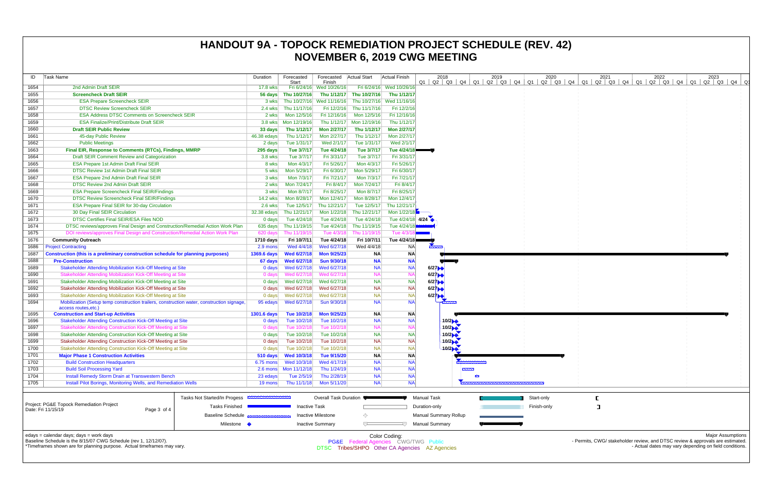# HANDOUT 9A - TOPOCK REMEDIATION PROJECT SCHEDULE (REV. 42)
# NOVEMBER 6, 2019 CWG MEETING

| ID | Task Name | Duration | Forecasted Start | Forecasted Finish | Actual Start | Actual Finish |
|---|---|---|---|---|---|---|
| 1654 | 2nd Admin Draft SEIR | 17.8 wks | Fri 6/24/16 | Wed 10/26/16 | Fri 6/24/16 | Wed 10/26/16 |
| 1655 | **Screencheck Draft SEIR** | **56 days** | **Thu 10/27/16** | **Thu 1/12/17** | **Thu 10/27/16** | **Thu 1/12/17** |
| 1656 | ESA Prepare Screencheck SEIR | 3 wks | Thu 10/27/16 | Wed 11/16/16 | Thu 10/27/16 | Wed 11/16/16 |
| 1657 | DTSC Review Screencheck SEIR | 2.4 wks | Thu 11/17/16 | Fri 12/2/16 | Thu 11/17/16 | Fri 12/2/16 |
| 1658 | ESA Address DTSC Comments on Screencheck SEIR | 2 wks | Mon 12/5/16 | Fri 12/16/16 | Mon 12/5/16 | Fri 12/16/16 |
| 1659 | ESA Finalize/Print/Distribute Draft SEIR | 3.8 wks | Mon 12/19/16 | Thu 1/12/17 | Mon 12/19/16 | Thu 1/12/17 |
| 1660 | **Draft SEIR Public Review** | **33 days** | **Thu 1/12/17** | **Mon 2/27/17** | **Thu 1/12/17** | **Mon 2/27/17** |
| 1661 | 45-day Public Review | 46.38 edays | Thu 1/12/17 | Mon 2/27/17 | Thu 1/12/17 | Mon 2/27/17 |
| 1662 | Public Meetings | 2 days | Tue 1/31/17 | Wed 2/1/17 | Tue 1/31/17 | Wed 2/1/17 |
| 1663 | **Final EIR, Response to Comments (RTCs), Findings, MMRP** | **295 days** | **Tue 3/7/17** | **Tue 4/24/18** | **Tue 3/7/17** | **Tue 4/24/18** |
| 1664 | Draft SEIR Comment Review and Categorization | 3.8 wks | Tue 3/7/17 | Fri 3/31/17 | Tue 3/7/17 | Fri 3/31/17 |
| 1665 | ESA Prepare 1st Admin Draft Final SEIR | 8 wks | Mon 4/3/17 | Fri 5/26/17 | Mon 4/3/17 | Fri 5/26/17 |
| 1666 | DTSC Review 1st Admin Draft Final SEIR | 5 wks | Mon 5/29/17 | Fri 6/30/17 | Mon 5/29/17 | Fri 6/30/17 |
| 1667 | ESA Prepare 2nd Admin Draft Final SEIR | 3 wks | Mon 7/3/17 | Fri 7/21/17 | Mon 7/3/17 | Fri 7/21/17 |
| 1668 | DTSC Review 2nd Admin Draft SEIR | 2 wks | Mon 7/24/17 | Fri 8/4/17 | Mon 7/24/17 | Fri 8/4/17 |
| 1669 | ESA Prepare Screencheck Final SEIR/Findings | 3 wks | Mon 8/7/17 | Fri 8/25/17 | Mon 8/7/17 | Fri 8/25/17 |
| 1670 | DTSC Review Screencheck Final SEIR/Findings | 14.2 wks | Mon 8/28/17 | Mon 12/4/17 | Mon 8/28/17 | Mon 12/4/17 |
| 1671 | ESA Prepare Final SEIR for 30-day Circulation | 2.6 wks | Tue 12/5/17 | Thu 12/21/17 | Tue 12/5/17 | Thu 12/21/17 |
| 1672 | 30 Day Final SEIR Circulation | 32.38 edays | Thu 12/21/17 | Mon 1/22/18 | Thu 12/21/17 | Mon 1/22/18 |
| 1673 | DTSC Certifies Final SEIR/ESA Files NOD | 0 days | Tue 4/24/18 | Tue 4/24/18 | Tue 4/24/18 | Tue 4/24/18 |
| 1674 | DTSC reviews/approves Final Design and Construction/Remedial Action Work Plan | 635 days | Thu 11/19/15 | Tue 4/24/18 | Thu 11/19/15 | Tue 4/24/18 |
| 1675 | DOI reviews/approves Final Design and Construction/Remedial Action Work Plan | 620 days | Thu 11/19/15 | Tue 4/3/18 | Thu 11/19/15 | Tue 4/3/18 |
| 1676 | **Community Outreach** | **1710 days** | **Fri 10/7/11** | **Tue 4/24/18** | **Fri 10/7/11** | **Tue 4/24/18** |
| 1686 | Project Contracting | 2.9 mons | Wed 4/4/18 | Wed 6/27/18 | Wed 4/4/18 | NA |
| 1687 | **Construction (this is a preliminary construction schedule for planning purposes)** | **1369.6 days** | **Wed 6/27/18** | **Mon 9/25/23** | **NA** | **NA** |
| 1688 | **Pre-Construction** | **67 days** | **Wed 6/27/18** | **Sun 9/30/18** | **NA** | **NA** |
| 1689 | Stakeholder Attending Mobilization Kick-Off Meeting at Site | 0 days | Wed 6/27/18 | Wed 6/27/18 | NA | NA |
| 1690 | Stakeholder Attending Mobilization Kick-Off Meeting at Site | 0 days | Wed 6/27/18 | Wed 6/27/18 | NA | NA |
| 1691 | Stakeholder Attending Mobilization Kick-Off Meeting at Site | 0 days | Wed 6/27/18 | Wed 6/27/18 | NA | NA |
| 1692 | Stakeholder Attending Mobilization Kick-Off Meeting at Site | 0 days | Wed 6/27/18 | Wed 6/27/18 | NA | NA |
| 1693 | Stakeholder Attending Mobilization Kick-Off Meeting at Site | 0 days | Wed 6/27/18 | Wed 6/27/18 | NA | NA |
| 1694 | Mobilization (Setup temp construction trailers, construction water, construction signage, access routes,etc.) | 95 edays | Wed 6/27/18 | Sun 9/30/18 | NA | NA |
| 1695 | **Construction and Start-up Activities** | **1301.6 days** | **Tue 10/2/18** | **Mon 9/25/23** | **NA** | **NA** |
| 1696 | Stakeholder Attending Construction Kick-Off Meeting at Site | 0 days | Tue 10/2/18 | Tue 10/2/18 | NA | NA |
| 1697 | Stakeholder Attending Construction Kick-Off Meeting at Site | 0 days | Tue 10/2/18 | Tue 10/2/18 | NA | NA |
| 1698 | Stakeholder Attending Construction Kick-Off Meeting at Site | 0 days | Tue 10/2/18 | Tue 10/2/18 | NA | NA |
| 1699 | Stakeholder Attending Construction Kick-Off Meeting at Site | 0 days | Tue 10/2/18 | Tue 10/2/18 | NA | NA |
| 1700 | Stakeholder Attending Construction Kick-Off Meeting at Site | 0 days | Tue 10/2/18 | Tue 10/2/18 | NA | NA |
| 1701 | **Major Phase 1 Construction Activities** | **510 days** | **Wed 10/3/18** | **Tue 9/15/20** | **NA** | **NA** |
| 1702 | Build Construction Headquarters | 6.75 mons | Wed 10/3/18 | Wed 4/17/19 | NA | NA |
| 1703 | Build Soil Processing Yard | 2.6 mons | Mon 11/12/18 | Thu 1/24/19 | NA | NA |
| 1704 | Install Remedy Storm Drain at Transwestern Bench | 23 edays | Tue 2/5/19 | Thu 2/28/19 | NA | NA |
| 1705 | Install Pilot Borings, Monitoring Wells, and Remediation Wells | 19 mons | Thu 11/1/18 | Mon 5/11/20 | NA | NA |

Project: PG&E Topock Remediation Project
Date: Fri 11/15/19

Legend: Tasks Not Started/In Progess; Tasks Finished; Baseline Schedule; Milestone; Overall Task Duration; Inactive Task; Inactive Milestone; Inactive Summary; Manual Task; Duration-only; Manual Summary Rollup; Manual Summary; Start-only; Finish-only

edays = calendar days; days = work days
Baseline Schedule is the 8/15/07 CWG Schedule (rev 1, 12/12/07).
*Timeframes shown are for planning purpose. Actual timeframes may vary.

Color Coding:
PG&E Federal Agencies CWG/TWG Public
DTSC Tribes/SHPO Other CA Agencies AZ Agencies

Major Assumptions
- Permits, CWG/ stakeholder review, and DTSC review & approvals are estimated.
- Actual dates may vary depending on field conditions.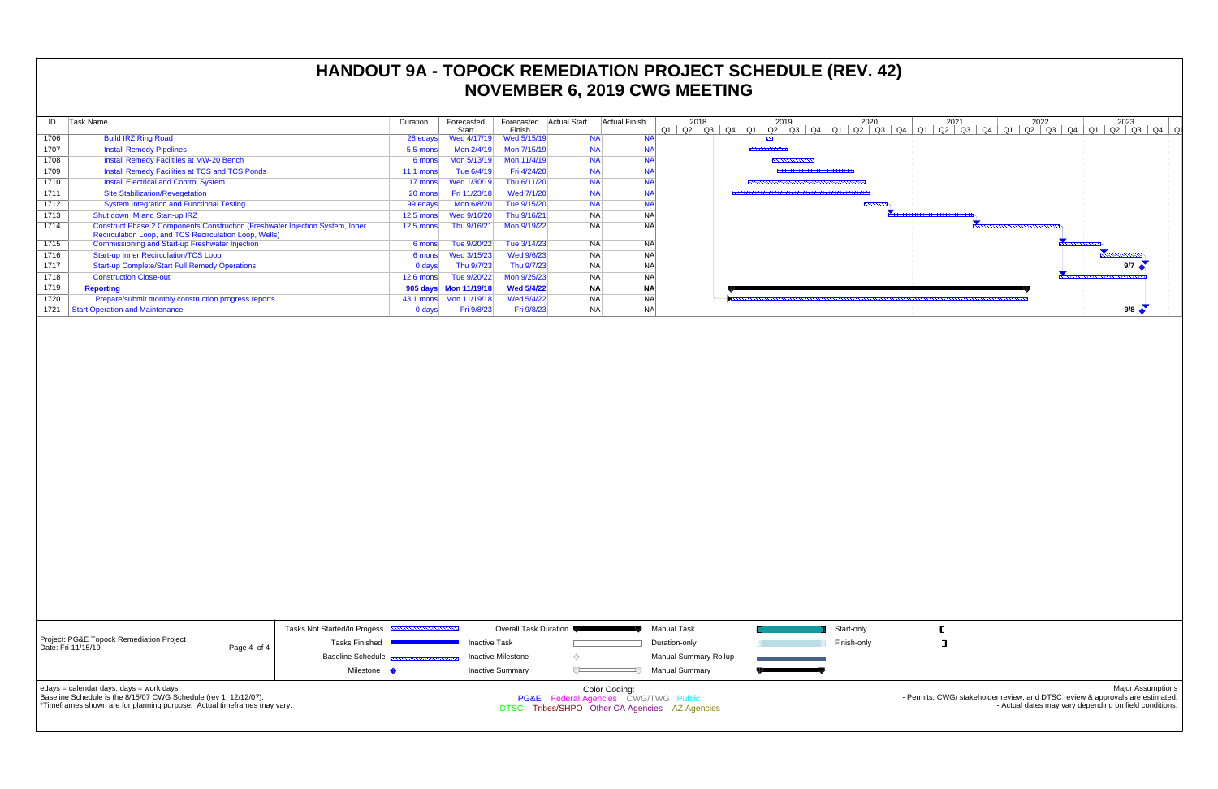# HANDOUT 9A - TOPOCK REMEDIATION PROJECT SCHEDULE (REV. 42)
# NOVEMBER 6, 2019 CWG MEETING

| ID | Task Name | Duration | Forecasted Start | Forecasted Finish | Actual Start | Actual Finish |
|---|---|---|---|---|---|---|
| 1706 | Build IRZ Ring Road | 28 edays | Wed 4/17/19 | Wed 5/15/19 | NA | NA |
| 1707 | Install Remedy Pipelines | 5.5 mons | Mon 2/4/19 | Mon 7/15/19 | NA | NA |
| 1708 | Install Remedy Facilities at MW-20 Bench | 6 mons | Mon 5/13/19 | Mon 11/4/19 | NA | NA |
| 1709 | Install Remedy Facilities at TCS and TCS Ponds | 11.1 mons | Tue 6/4/19 | Fri 4/24/20 | NA | NA |
| 1710 | Install Electrical and Control System | 17 mons | Wed 1/30/19 | Thu 6/11/20 | NA | NA |
| 1711 | Site Stabilization/Revegetation | 20 mons | Fri 11/23/18 | Wed 7/1/20 | NA | NA |
| 1712 | System Integration and Functional Testing | 99 edays | Mon 6/8/20 | Tue 9/15/20 | NA | NA |
| 1713 | Shut down IM and Start-up IRZ | 12.5 mons | Wed 9/16/20 | Thu 9/16/21 | NA | NA |
| 1714 | Construct Phase 2 Components Construction (Freshwater Injection System, Inner Recirculation Loop, and TCS Recirculation Loop, Wells) | 12.5 mons | Thu 9/16/21 | Mon 9/19/22 | NA | NA |
| 1715 | Commissioning and Start-up Freshwater Injection | 6 mons | Tue 9/20/22 | Tue 3/14/23 | NA | NA |
| 1716 | Start-up Inner Recirculation/TCS Loop | 6 mons | Wed 3/15/23 | Wed 9/6/23 | NA | NA |
| 1717 | Start-up Complete/Start Full Remedy Operations | 0 days | Thu 9/7/23 | Thu 9/7/23 | NA | NA |
| 1718 | Construction Close-out | 12.6 mons | Tue 9/20/22 | Mon 9/25/23 | NA | NA |
| 1719 | **Reporting** | **905 days** | **Mon 11/19/18** | **Wed 5/4/22** | **NA** | **NA** |
| 1720 | Prepare/submit monthly construction progress reports | 43.1 mons | Mon 11/19/18 | Wed 5/4/22 | NA | NA |
| 1721 | Start Operation and Maintenance | 0 days | Fri 9/8/23 | Fri 9/8/23 | NA | NA |

2018 2019 2020 2021 2022 2023
Q1 Q2 Q3 Q4
9/7
9/8

| | | | |
|---|---|---|---|
| Tasks Not Started/In Progess | Overall Task Duration | Manual Task | Start-only |
| Tasks Finished | Inactive Task | Duration-only | Finish-only |
| Baseline Schedule | Inactive Milestone | Manual Summary Rollup | |
| Milestone | Inactive Summary | Manual Summary | |

Project: PG&E Topock Remediation Project
Date: Fri 11/15/19

edays = calendar days; days = work days
Baseline Schedule is the 8/15/07 CWG Schedule (rev 1, 12/12/07).
*Timeframes shown are for planning purpose. Actual timeframes may vary.

Color Coding:
PG&E Federal Agencies CWG/TWG Public
DTSC Tribes/SHPO Other CA Agencies AZ Agencies

Major Assumptions
- Permits, CWG/ stakeholder review, and DTSC review & approvals are estimated.
- Actual dates may vary depending on field conditions.